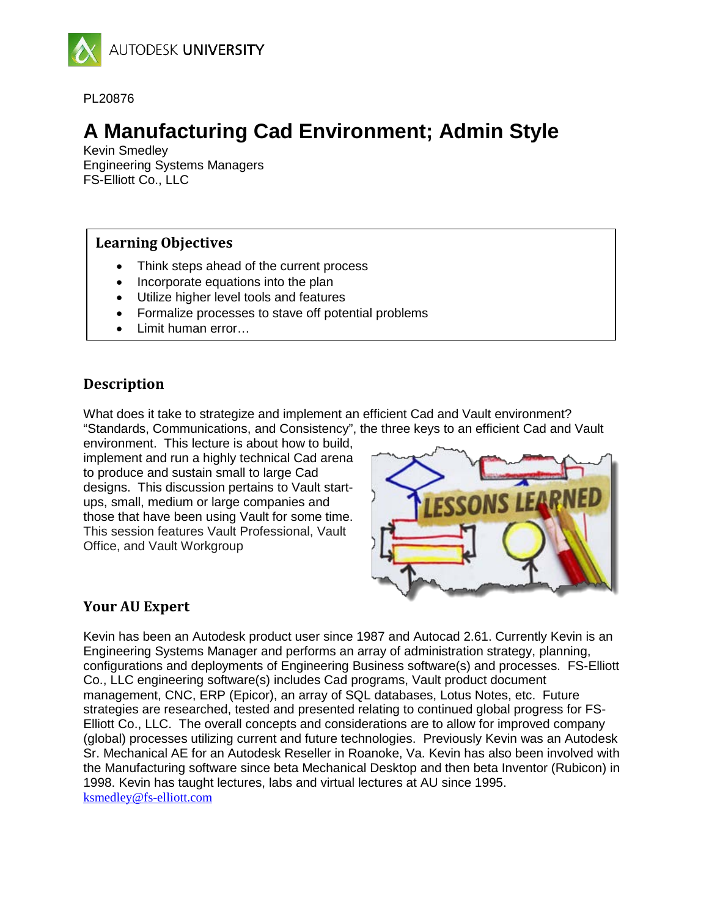PL20876

# A Manufacturing Cad Environment; Admin Style

Kevin Smedley
Engineering Systems Managers
FS-Elliott Co., LLC

## Learning Objectives

- Think steps ahead of the current process
- Incorporate equations into the plan
- Utilize higher level tools and features
- Formalize processes to stave off potential problems
- Limit human error…

## Description

What does it take to strategize and implement an efficient Cad and Vault environment? "Standards, Communications, and Consistency", the three keys to an efficient Cad and Vault environment. This lecture is about how to build, implement and run a highly technical Cad arena to produce and sustain small to large Cad designs. This discussion pertains to Vault start-ups, small, medium or large companies and those that have been using Vault for some time. This session features Vault Professional, Vault Office, and Vault Workgroup

## Your AU Expert

Kevin has been an Autodesk product user since 1987 and Autocad 2.61. Currently Kevin is an Engineering Systems Manager and performs an array of administration strategy, planning, configurations and deployments of Engineering Business software(s) and processes. FS-Elliott Co., LLC engineering software(s) includes Cad programs, Vault product document management, CNC, ERP (Epicor), an array of SQL databases, Lotus Notes, etc. Future strategies are researched, tested and presented relating to continued global progress for FS-Elliott Co., LLC. The overall concepts and considerations are to allow for improved company (global) processes utilizing current and future technologies. Previously Kevin was an Autodesk Sr. Mechanical AE for an Autodesk Reseller in Roanoke, Va. Kevin has also been involved with the Manufacturing software since beta Mechanical Desktop and then beta Inventor (Rubicon) in 1998. Kevin has taught lectures, labs and virtual lectures at AU since 1995.
ksmedley@fs-elliott.com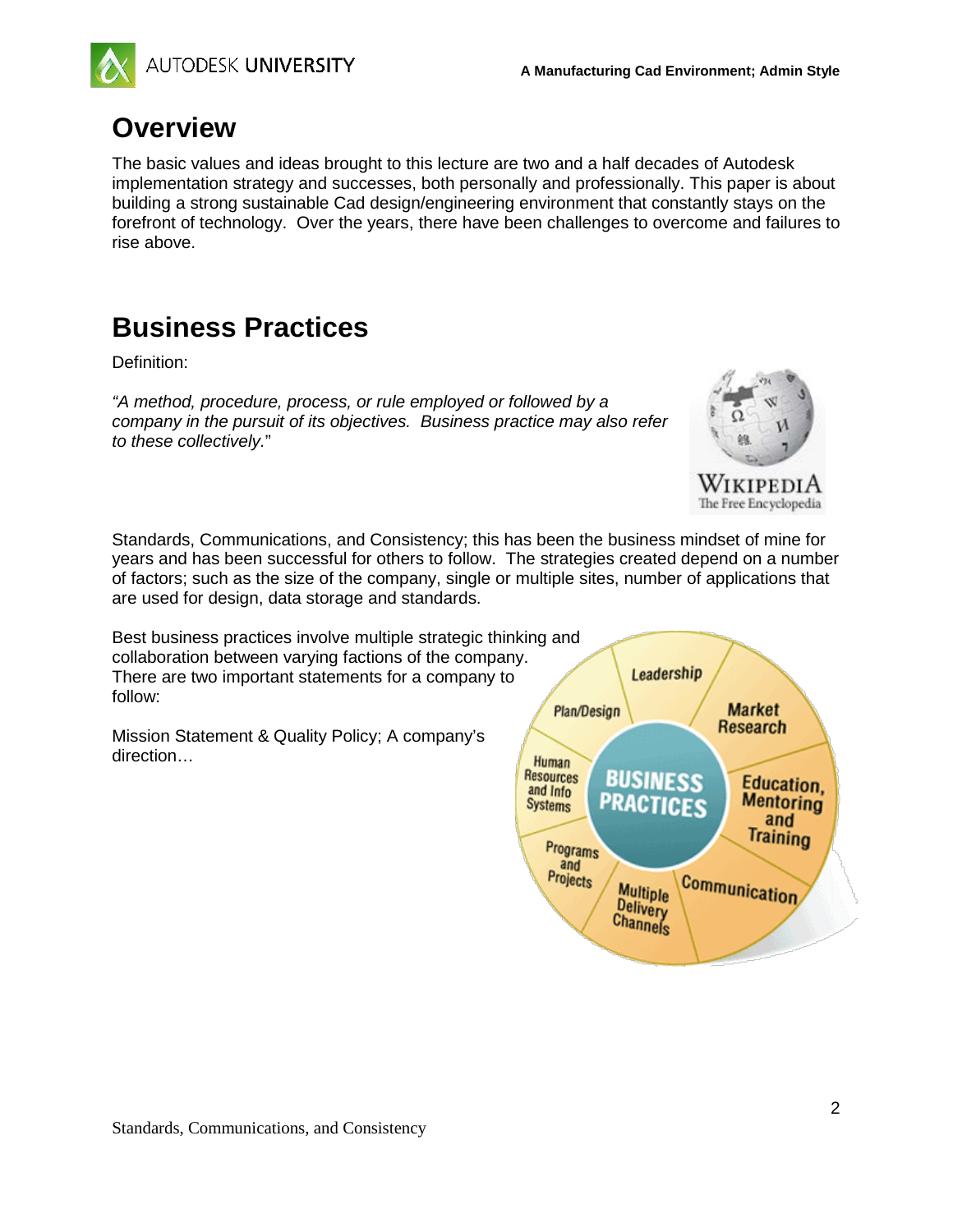# Overview

The basic values and ideas brought to this lecture are two and a half decades of Autodesk implementation strategy and successes, both personally and professionally. This paper is about building a strong sustainable Cad design/engineering environment that constantly stays on the forefront of technology. Over the years, there have been challenges to overcome and failures to rise above.

# Business Practices

Definition:

*"A method, procedure, process, or rule employed or followed by a company in the pursuit of its objectives. Business practice may also refer to these collectively.*"

Standards, Communications, and Consistency; this has been the business mindset of mine for years and has been successful for others to follow. The strategies created depend on a number of factors; such as the size of the company, single or multiple sites, number of applications that are used for design, data storage and standards.

Best business practices involve multiple strategic thinking and collaboration between varying factions of the company. There are two important statements for a company to follow:

Mission Statement & Quality Policy; A company's direction…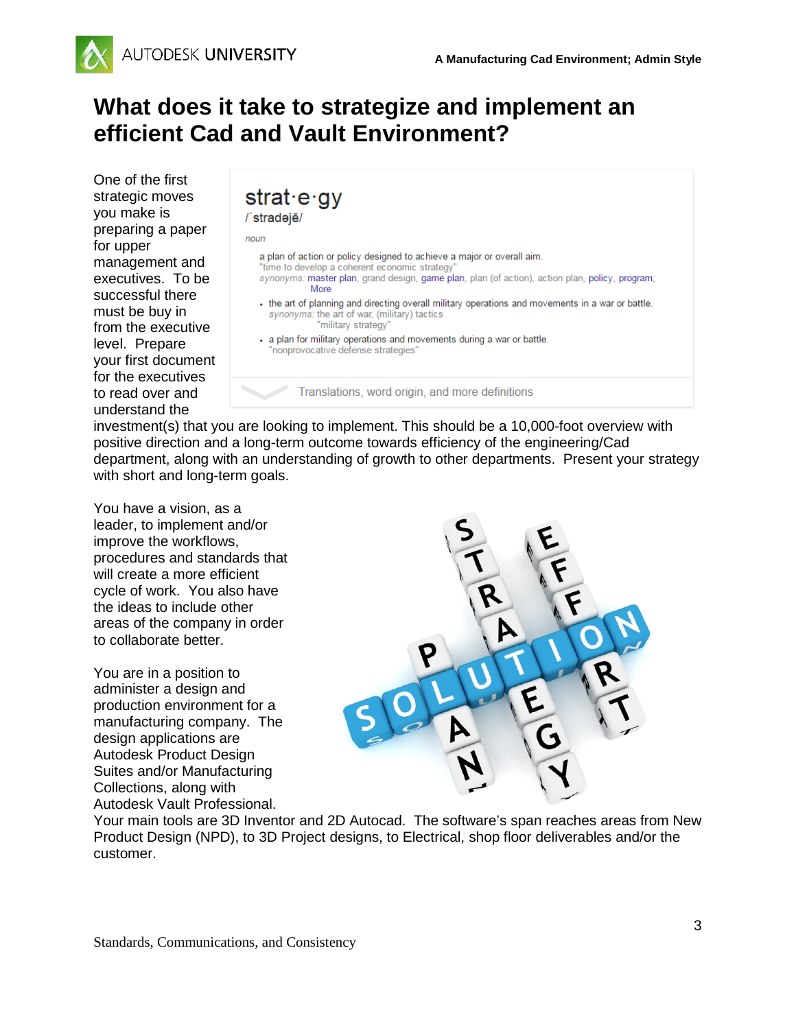# What does it take to strategize and implement an efficient Cad and Vault Environment?

One of the first strategic moves you make is preparing a paper for upper management and executives. To be successful there must be buy in from the executive level. Prepare your first document for the executives to read over and understand the investment(s) that you are looking to implement. This should be a 10,000-foot overview with positive direction and a long-term outcome towards efficiency of the engineering/Cad department, along with an understanding of growth to other departments. Present your strategy with short and long-term goals.

You have a vision, as a leader, to implement and/or improve the workflows, procedures and standards that will create a more efficient cycle of work. You also have the ideas to include other areas of the company in order to collaborate better.

You are in a position to administer a design and production environment for a manufacturing company. The design applications are Autodesk Product Design Suites and/or Manufacturing Collections, along with Autodesk Vault Professional. Your main tools are 3D Inventor and 2D Autocad. The software's span reaches areas from New Product Design (NPD), to 3D Project designs, to Electrical, shop floor deliverables and/or the customer.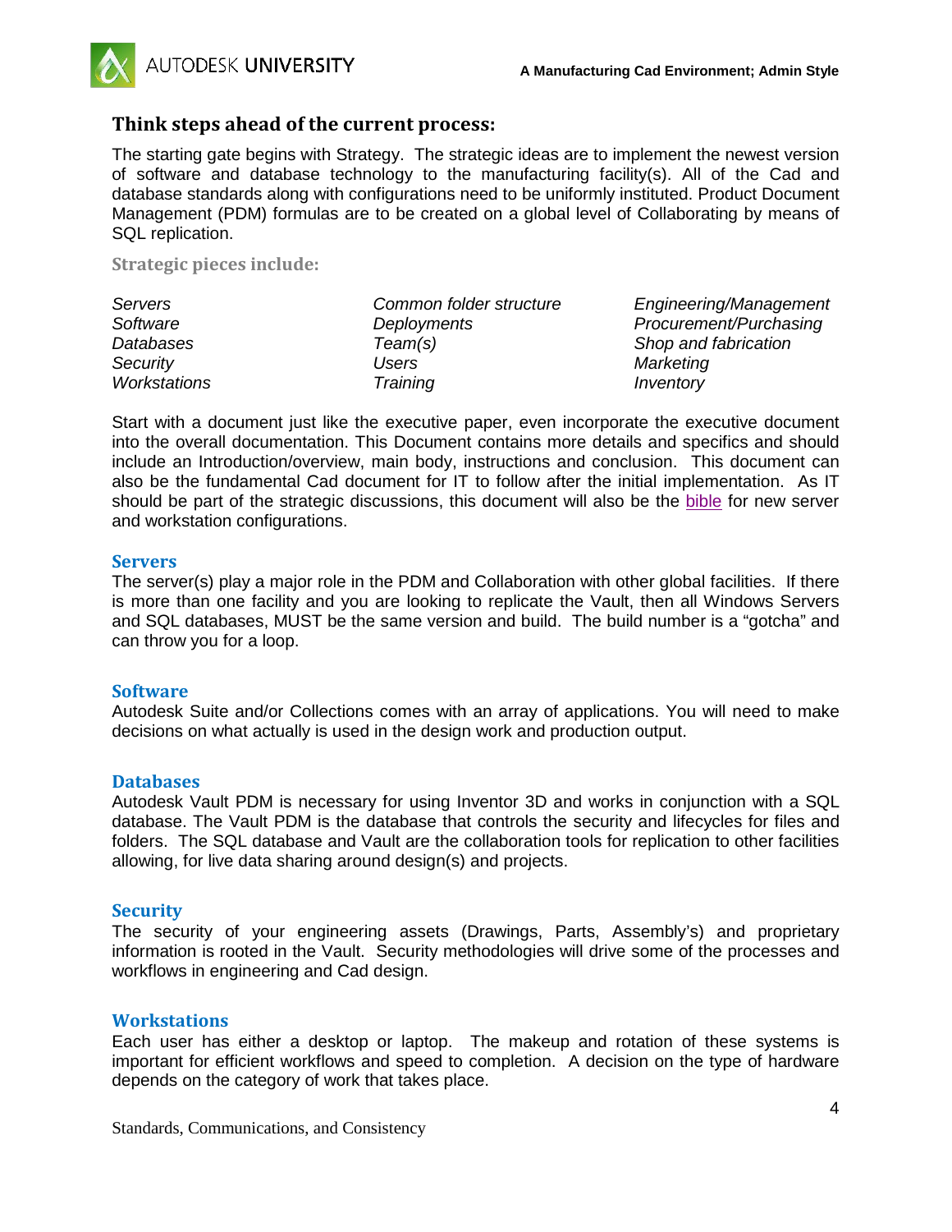## Think steps ahead of the current process:

The starting gate begins with Strategy. The strategic ideas are to implement the newest version of software and database technology to the manufacturing facility(s). All of the Cad and database standards along with configurations need to be uniformly instituted. Product Document Management (PDM) formulas are to be created on a global level of Collaborating by means of SQL replication.

### Strategic pieces include:

| | | |
|---|---|---|
| *Servers* | *Common folder structure* | *Engineering/Management* |
| *Software* | *Deployments* | *Procurement/Purchasing* |
| *Databases* | *Team(s)* | *Shop and fabrication* |
| *Security* | *Users* | *Marketing* |
| *Workstations* | *Training* | *Inventory* |

Start with a document just like the executive paper, even incorporate the executive document into the overall documentation. This Document contains more details and specifics and should include an Introduction/overview, main body, instructions and conclusion. This document can also be the fundamental Cad document for IT to follow after the initial implementation. As IT should be part of the strategic discussions, this document will also be the bible for new server and workstation configurations.

### Servers

The server(s) play a major role in the PDM and Collaboration with other global facilities. If there is more than one facility and you are looking to replicate the Vault, then all Windows Servers and SQL databases, MUST be the same version and build. The build number is a "gotcha" and can throw you for a loop.

### Software

Autodesk Suite and/or Collections comes with an array of applications. You will need to make decisions on what actually is used in the design work and production output.

### Databases

Autodesk Vault PDM is necessary for using Inventor 3D and works in conjunction with a SQL database. The Vault PDM is the database that controls the security and lifecycles for files and folders. The SQL database and Vault are the collaboration tools for replication to other facilities allowing, for live data sharing around design(s) and projects.

### Security

The security of your engineering assets (Drawings, Parts, Assembly's) and proprietary information is rooted in the Vault. Security methodologies will drive some of the processes and workflows in engineering and Cad design.

### Workstations

Each user has either a desktop or laptop. The makeup and rotation of these systems is important for efficient workflows and speed to completion. A decision on the type of hardware depends on the category of work that takes place.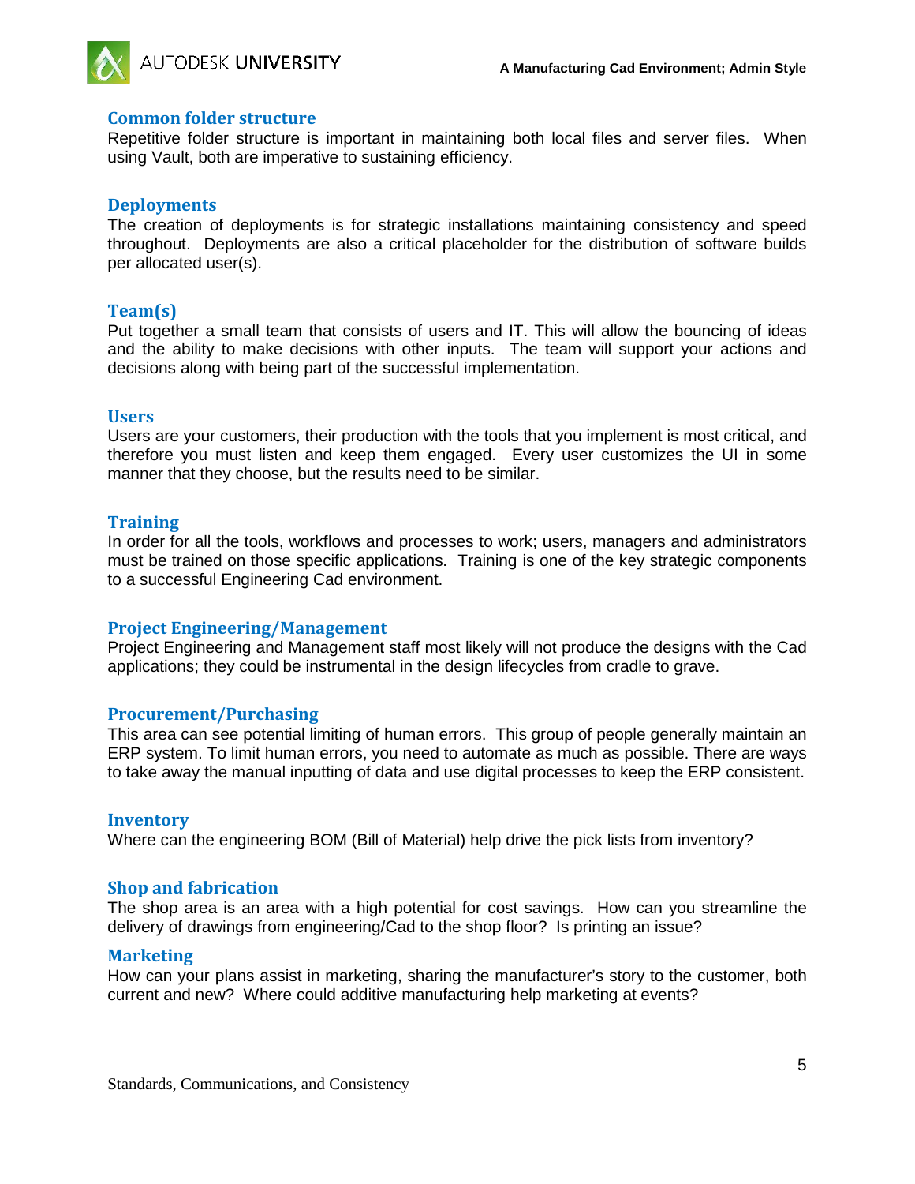### Common folder structure

Repetitive folder structure is important in maintaining both local files and server files. When using Vault, both are imperative to sustaining efficiency.

### Deployments

The creation of deployments is for strategic installations maintaining consistency and speed throughout. Deployments are also a critical placeholder for the distribution of software builds per allocated user(s).

### Team(s)

Put together a small team that consists of users and IT. This will allow the bouncing of ideas and the ability to make decisions with other inputs. The team will support your actions and decisions along with being part of the successful implementation.

### Users

Users are your customers, their production with the tools that you implement is most critical, and therefore you must listen and keep them engaged. Every user customizes the UI in some manner that they choose, but the results need to be similar.

### Training

In order for all the tools, workflows and processes to work; users, managers and administrators must be trained on those specific applications. Training is one of the key strategic components to a successful Engineering Cad environment.

### Project Engineering/Management

Project Engineering and Management staff most likely will not produce the designs with the Cad applications; they could be instrumental in the design lifecycles from cradle to grave.

### Procurement/Purchasing

This area can see potential limiting of human errors. This group of people generally maintain an ERP system. To limit human errors, you need to automate as much as possible. There are ways to take away the manual inputting of data and use digital processes to keep the ERP consistent.

### Inventory

Where can the engineering BOM (Bill of Material) help drive the pick lists from inventory?

### Shop and fabrication

The shop area is an area with a high potential for cost savings. How can you streamline the delivery of drawings from engineering/Cad to the shop floor? Is printing an issue?

### Marketing

How can your plans assist in marketing, sharing the manufacturer's story to the customer, both current and new? Where could additive manufacturing help marketing at events?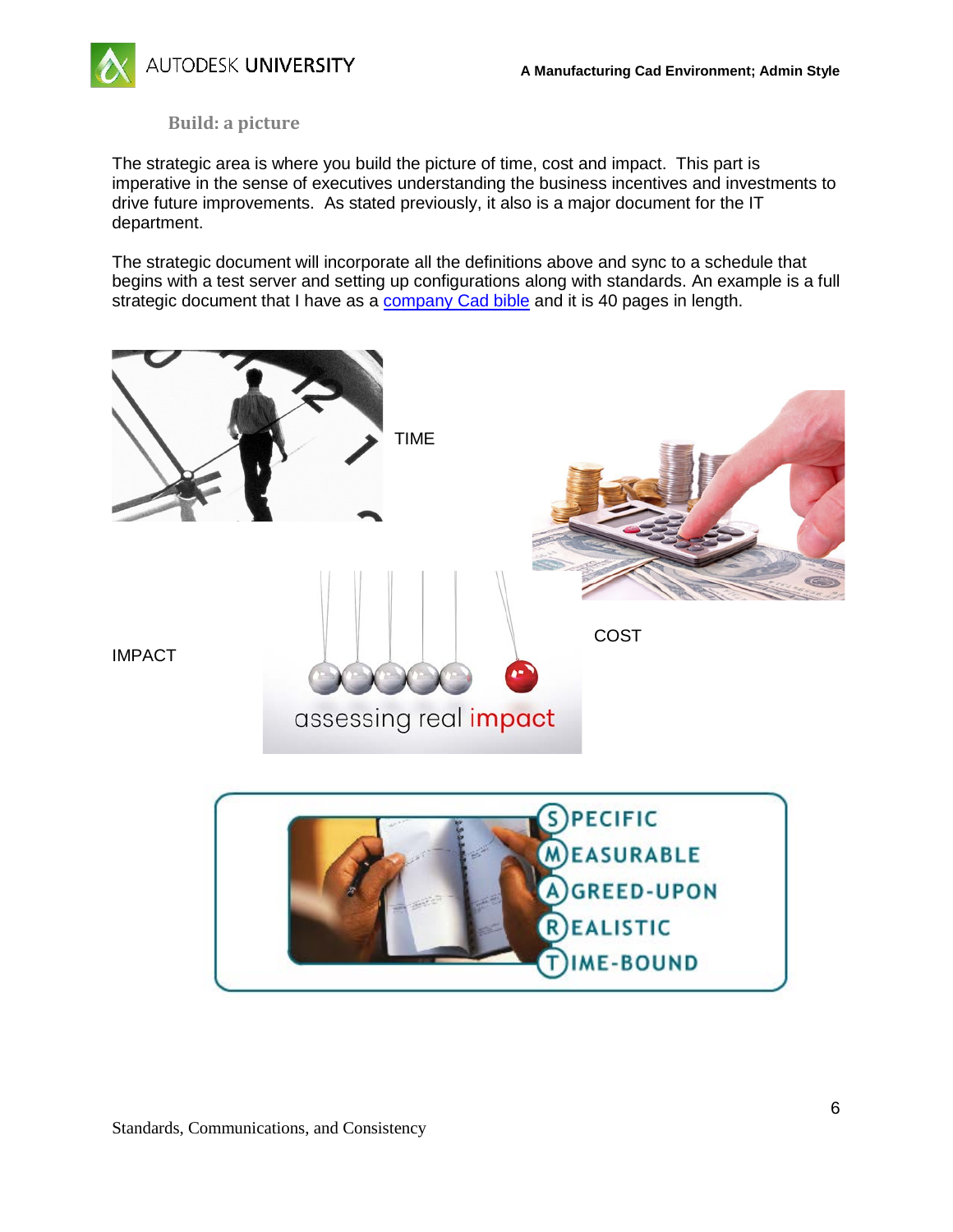### Build: a picture

The strategic area is where you build the picture of time, cost and impact. This part is imperative in the sense of executives understanding the business incentives and investments to drive future improvements. As stated previously, it also is a major document for the IT department.

The strategic document will incorporate all the definitions above and sync to a schedule that begins with a test server and setting up configurations along with standards. An example is a full strategic document that I have as a company Cad bible and it is 40 pages in length.

TIME

COST

IMPACT

assessing real impact

SPECIFIC
MEASURABLE
AGREED-UPON
REALISTIC
TIME-BOUND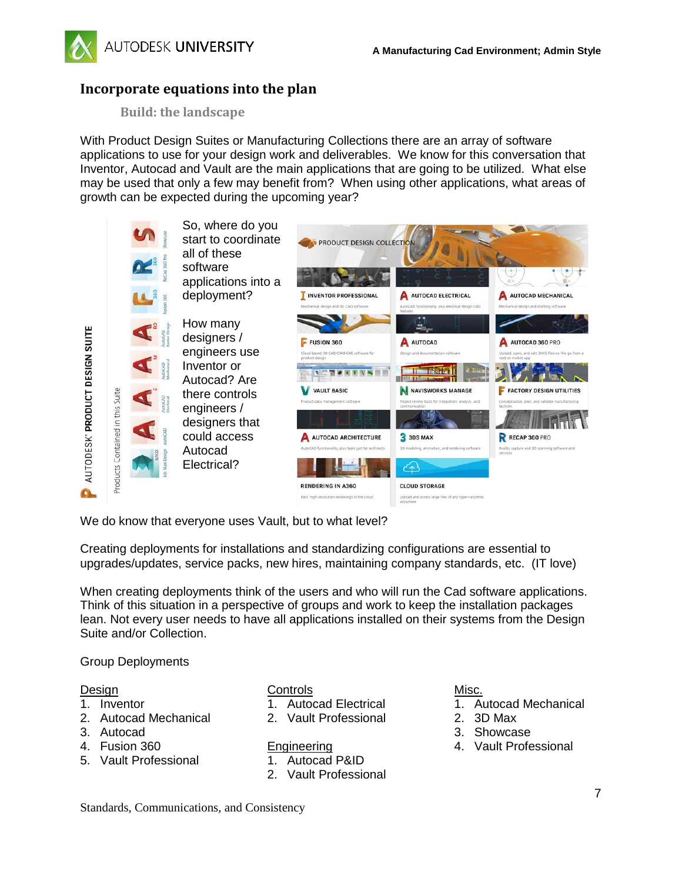## Incorporate equations into the plan

### Build: the landscape

With Product Design Suites or Manufacturing Collections there are an array of software applications to use for your design work and deliverables. We know for this conversation that Inventor, Autocad and Vault are the main applications that are going to be utilized. What else may be used that only a few may benefit from? When using other applications, what areas of growth can be expected during the upcoming year?

So, where do you start to coordinate all of these software applications into a deployment?

How many designers / engineers use Inventor or Autocad? Are there controls engineers / designers that could access Autocad Electrical?

We do know that everyone uses Vault, but to what level?

Creating deployments for installations and standardizing configurations are essential to upgrades/updates, service packs, new hires, maintaining company standards, etc. (IT love)

When creating deployments think of the users and who will run the Cad software applications. Think of this situation in a perspective of groups and work to keep the installation packages lean. Not every user needs to have all applications installed on their systems from the Design Suite and/or Collection.

Group Deployments

Design
1. Inventor
2. Autocad Mechanical
3. Autocad
4. Fusion 360
5. Vault Professional

Controls
1. Autocad Electrical
2. Vault Professional

Engineering
1. Autocad P&ID
2. Vault Professional

Misc.
1. Autocad Mechanical
2. 3D Max
3. Showcase
4. Vault Professional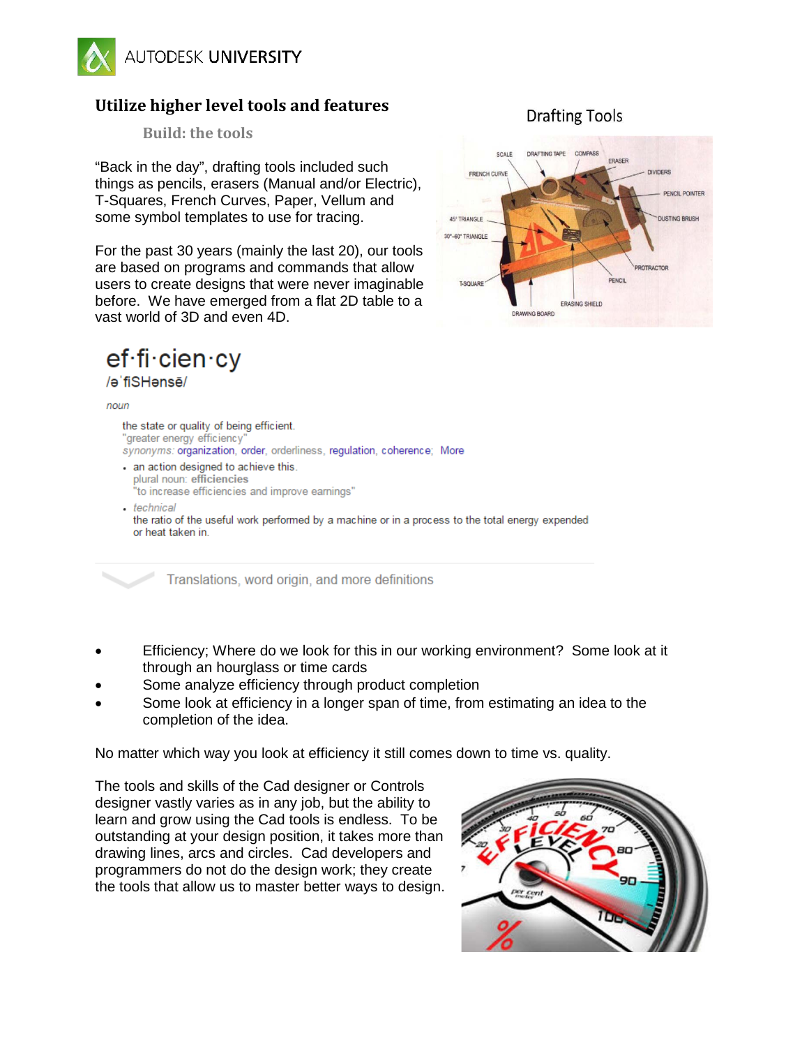## Utilize higher level tools and features

### Build: the tools

"Back in the day", drafting tools included such things as pencils, erasers (Manual and/or Electric), T-Squares, French Curves, Paper, Vellum and some symbol templates to use for tracing.

For the past 30 years (mainly the last 20), our tools are based on programs and commands that allow users to create designs that were never imaginable before. We have emerged from a flat 2D table to a vast world of 3D and even 4D.

Drafting Tools

ef·fi·cien·cy
/əˈfiSHənsē/

*noun*

the state or quality of being efficient.
"greater energy efficiency"
*synonyms:* organization, order, orderliness, regulation, coherence; More

- an action designed to achieve this.
  plural noun: **efficiencies**
  "to increase efficiencies and improve earnings"
- *technical*
  the ratio of the useful work performed by a machine or in a process to the total energy expended or heat taken in.

Translations, word origin, and more definitions

- Efficiency; Where do we look for this in our working environment? Some look at it through an hourglass or time cards
- Some analyze efficiency through product completion
- Some look at efficiency in a longer span of time, from estimating an idea to the completion of the idea.

No matter which way you look at efficiency it still comes down to time vs. quality.

The tools and skills of the Cad designer or Controls designer vastly varies as in any job, but the ability to learn and grow using the Cad tools is endless. To be outstanding at your design position, it takes more than drawing lines, arcs and circles. Cad developers and programmers do not do the design work; they create the tools that allow us to master better ways to design.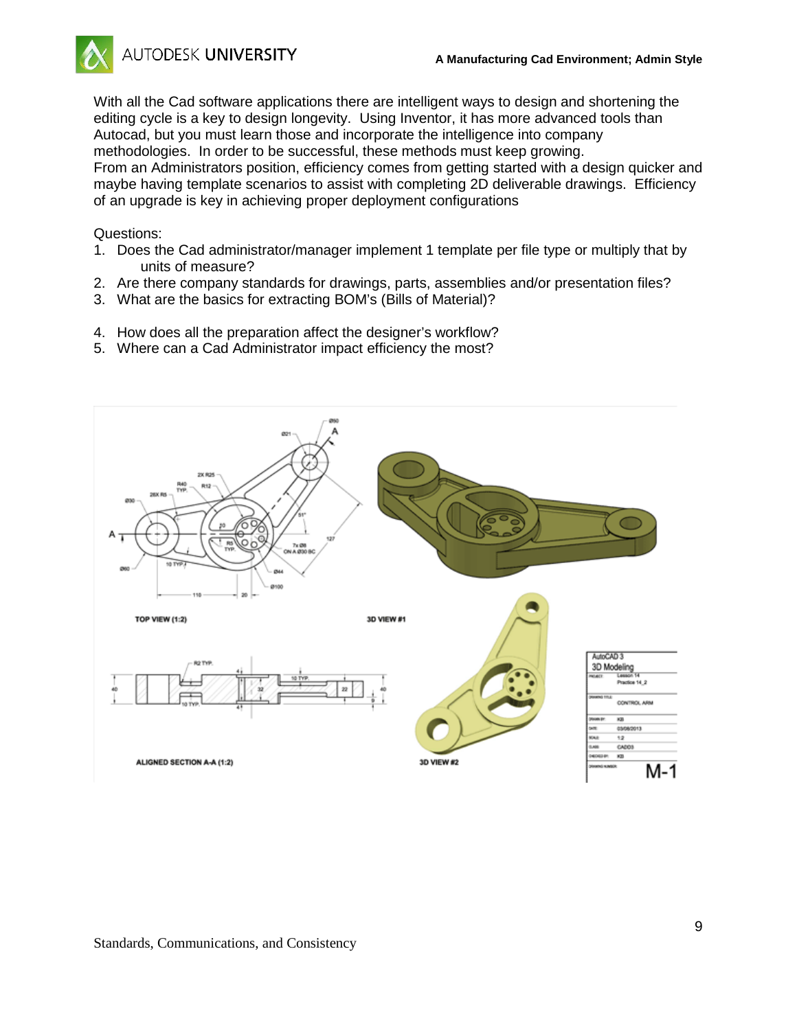With all the Cad software applications there are intelligent ways to design and shortening the editing cycle is a key to design longevity. Using Inventor, it has more advanced tools than Autocad, but you must learn those and incorporate the intelligence into company methodologies. In order to be successful, these methods must keep growing.
From an Administrators position, efficiency comes from getting started with a design quicker and maybe having template scenarios to assist with completing 2D deliverable drawings. Efficiency of an upgrade is key in achieving proper deployment configurations

Questions:

1. Does the Cad administrator/manager implement 1 template per file type or multiply that by units of measure?
2. Are there company standards for drawings, parts, assemblies and/or presentation files?
3. What are the basics for extracting BOM's (Bills of Material)?

4. How does all the preparation affect the designer's workflow?
5. Where can a Cad Administrator impact efficiency the most?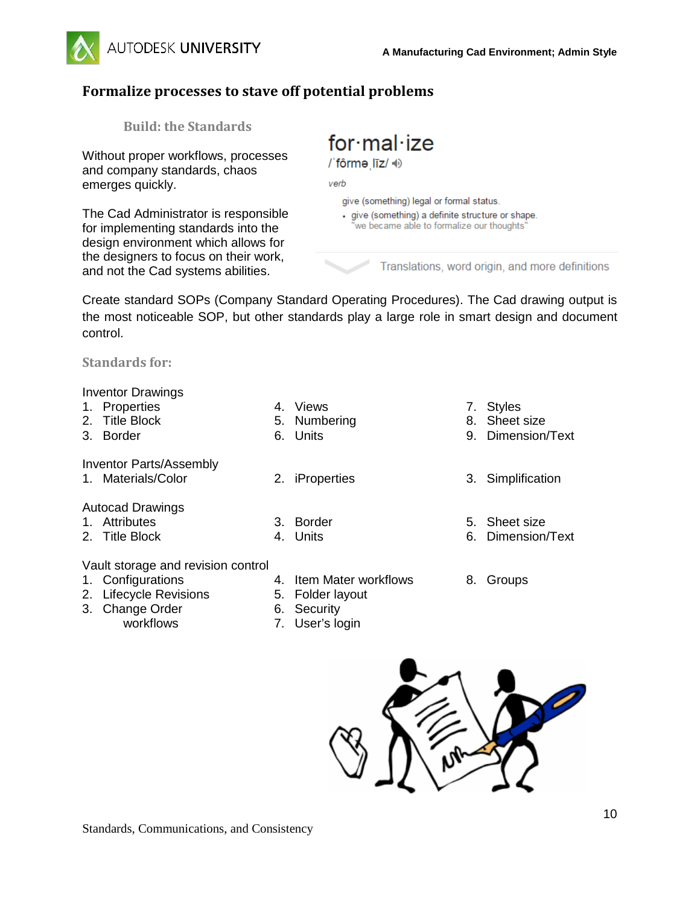## Formalize processes to stave off potential problems

### Build: the Standards

Without proper workflows, processes and company standards, chaos emerges quickly.

The Cad Administrator is responsible for implementing standards into the design environment which allows for the designers to focus on their work, and not the Cad systems abilities.

for·mal·ize
/ˈfôrməˌlīz/

*verb*

give (something) legal or formal status.

- give (something) a definite structure or shape.
  "we became able to formalize our thoughts"

Translations, word origin, and more definitions

Create standard SOPs (Company Standard Operating Procedures). The Cad drawing output is the most noticeable SOP, but other standards play a large role in smart design and document control.

### Standards for:

Inventor Drawings

1. Properties
2. Title Block
3. Border
4. Views
5. Numbering
6. Units
7. Styles
8. Sheet size
9. Dimension/Text

Inventor Parts/Assembly

1. Materials/Color
2. iProperties
3. Simplification

Autocad Drawings

1. Attributes
2. Title Block
3. Border
4. Units
5. Sheet size
6. Dimension/Text

Vault storage and revision control

1. Configurations
2. Lifecycle Revisions
3. Change Order workflows
4. Item Mater workflows
5. Folder layout
6. Security
7. User's login
8. Groups

Standards, Communications, and Consistency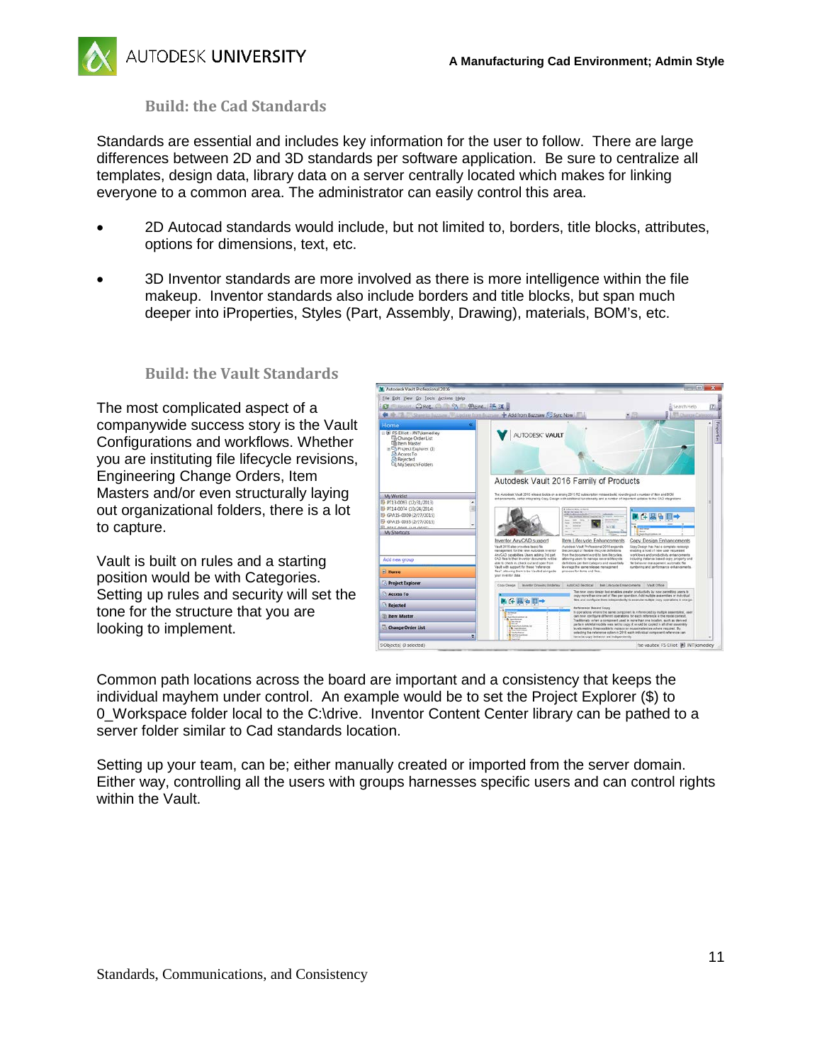### Build: the Cad Standards

Standards are essential and includes key information for the user to follow. There are large differences between 2D and 3D standards per software application. Be sure to centralize all templates, design data, library data on a server centrally located which makes for linking everyone to a common area. The administrator can easily control this area.

- 2D Autocad standards would include, but not limited to, borders, title blocks, attributes, options for dimensions, text, etc.
- 3D Inventor standards are more involved as there is more intelligence within the file makeup. Inventor standards also include borders and title blocks, but span much deeper into iProperties, Styles (Part, Assembly, Drawing), materials, BOM's, etc.

### Build: the Vault Standards

The most complicated aspect of a companywide success story is the Vault Configurations and workflows. Whether you are instituting file lifecycle revisions, Engineering Change Orders, Item Masters and/or even structurally laying out organizational folders, there is a lot to capture.

Vault is built on rules and a starting position would be with Categories. Setting up rules and security will set the tone for the structure that you are looking to implement.

Common path locations across the board are important and a consistency that keeps the individual mayhem under control. An example would be to set the Project Explorer ($) to 0_Workspace folder local to the C:\drive. Inventor Content Center library can be pathed to a server folder similar to Cad standards location.

Setting up your team, can be; either manually created or imported from the server domain. Either way, controlling all the users with groups harnesses specific users and can control rights within the Vault.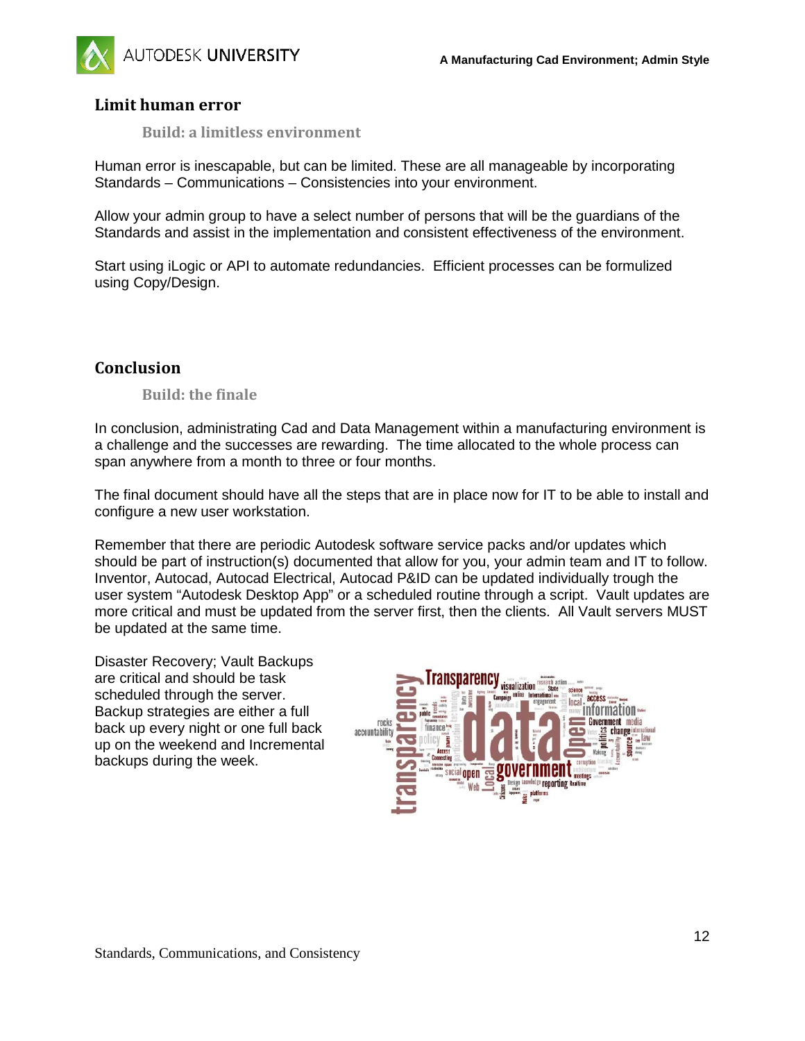## Limit human error

### Build: a limitless environment

Human error is inescapable, but can be limited. These are all manageable by incorporating Standards – Communications – Consistencies into your environment.

Allow your admin group to have a select number of persons that will be the guardians of the Standards and assist in the implementation and consistent effectiveness of the environment.

Start using iLogic or API to automate redundancies. Efficient processes can be formulized using Copy/Design.

## Conclusion

### Build: the finale

In conclusion, administrating Cad and Data Management within a manufacturing environment is a challenge and the successes are rewarding. The time allocated to the whole process can span anywhere from a month to three or four months.

The final document should have all the steps that are in place now for IT to be able to install and configure a new user workstation.

Remember that there are periodic Autodesk software service packs and/or updates which should be part of instruction(s) documented that allow for you, your admin team and IT to follow. Inventor, Autocad, Autocad Electrical, Autocad P&ID can be updated individually trough the user system "Autodesk Desktop App" or a scheduled routine through a script. Vault updates are more critical and must be updated from the server first, then the clients. All Vault servers MUST be updated at the same time.

Disaster Recovery; Vault Backups are critical and should be task scheduled through the server. Backup strategies are either a full back up every night or one full back up on the weekend and Incremental backups during the week.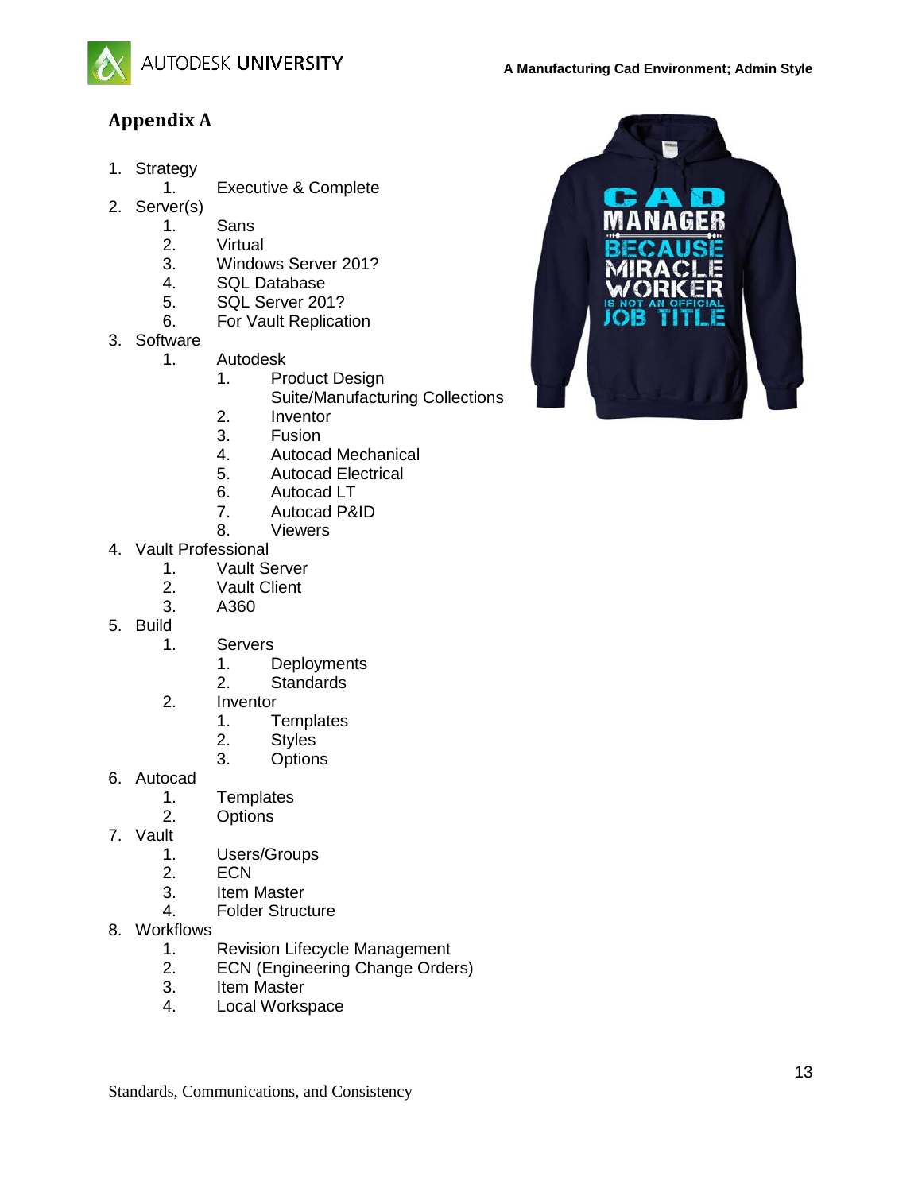## Appendix A

1. Strategy
    1. Executive & Complete
2. Server(s)
    1. Sans
    2. Virtual
    3. Windows Server 201?
    4. SQL Database
    5. SQL Server 201?
    6. For Vault Replication
3. Software
    1. Autodesk
        1. Product Design Suite/Manufacturing Collections
        2. Inventor
        3. Fusion
        4. Autocad Mechanical
        5. Autocad Electrical
        6. Autocad LT
        7. Autocad P&ID
        8. Viewers
4. Vault Professional
    1. Vault Server
    2. Vault Client
    3. A360
5. Build
    1. Servers
        1. Deployments
        2. Standards
    2. Inventor
        1. Templates
        2. Styles
        3. Options
6. Autocad
    1. Templates
    2. Options
7. Vault
    1. Users/Groups
    2. ECN
    3. Item Master
    4. Folder Structure
8. Workflows
    1. Revision Lifecycle Management
    2. ECN (Engineering Change Orders)
    3. Item Master
    4. Local Workspace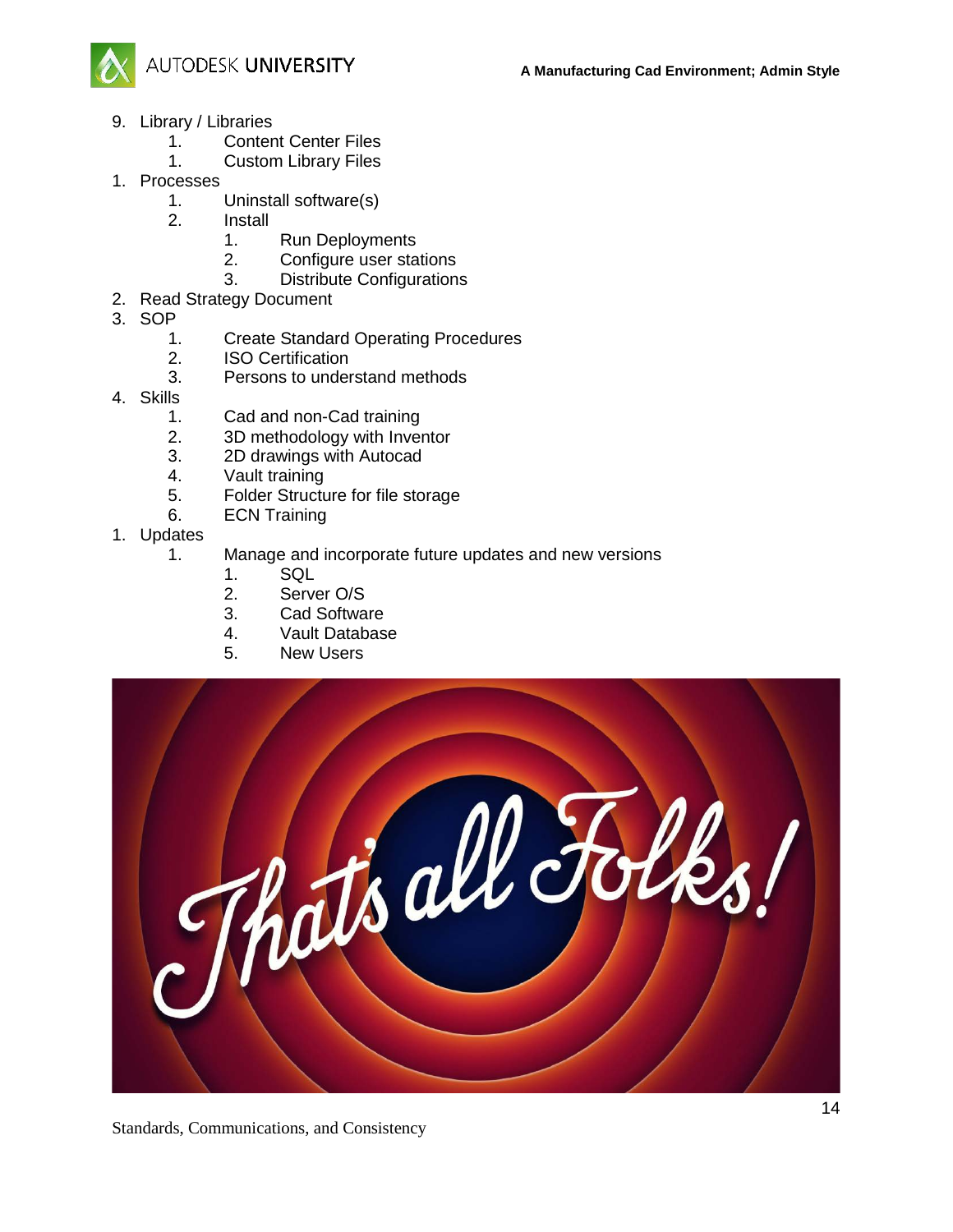9. Library / Libraries
    1. Content Center Files
    1. Custom Library Files
1. Processes
    1. Uninstall software(s)
    2. Install
        1. Run Deployments
        2. Configure user stations
        3. Distribute Configurations
2. Read Strategy Document
3. SOP
    1. Create Standard Operating Procedures
    2. ISO Certification
    3. Persons to understand methods
4. Skills
    1. Cad and non-Cad training
    2. 3D methodology with Inventor
    3. 2D drawings with Autocad
    4. Vault training
    5. Folder Structure for file storage
    6. ECN Training
1. Updates
    1. Manage and incorporate future updates and new versions
        1. SQL
        2. Server O/S
        3. Cad Software
        4. Vault Database
        5. New Users